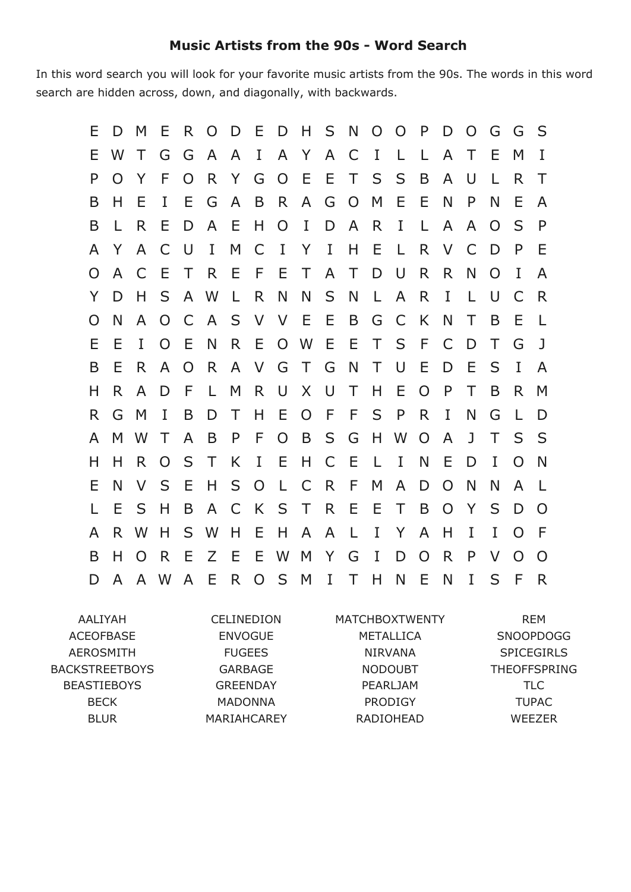# Music Artists from the 90s - Word Search

In this word search you will look for your favorite music artists from the 90s. The words in this word search are hidden across, down, and diagonally, with backwards.

```
E D M E R O D E D H S N O O P D O G G S
E W T G G A A I A Y A C I L L A T E M I
P O Y F O R Y G O E E T S S B A U L R T
B H E I E G A B R A G O M E E N P N E A
B L R E D A E H O I D A R I L A A O S P
A Y A C U I M C I Y I H E L R V C D P E
O A C E T R E F E T A T D U R R N O I A
Y D H S A W L R N N S N L A R I L U C R
O N A O C A S V V E E B G C K N T B E L
E E I O E N R E O W E E T S F C D T G J
B E R A O R A V G T G N T U E D E S I A
H R A D F L M R U X U T H E O P T B R M
R G M I B D T H E O F F S P R I N G L D
A M W T A B P F O B S G H W O A J T S S
H H R O S T K I E H C E L I N E D I O N
E N V S E H S O L C R F M A D O N N A L
L E S H B A C K S T R E E T B O Y S D O
A R W H S W H E H A A L I Y A H I I O F
B H O R E Z E E W M Y G I D O R P V O O
D A A W A E R O S M I T H N E N I S F R
```

| | | | |
|---|---|---|---|
| AALIYAH | CELINEDION | MATCHBOXTWENTY | REM |
| ACEOFBASE | ENVOGUE | METALLICA | SNOOPDOGG |
| AEROSMITH | FUGEES | NIRVANA | SPICEGIRLS |
| BACKSTREETBOYS | GARBAGE | NODOUBT | THEOFFSPRING |
| BEASTIEBOYS | GREENDAY | PEARLJAM | TLC |
| BECK | MADONNA | PRODIGY | TUPAC |
| BLUR | MARIAHCAREY | RADIOHEAD | WEEZER |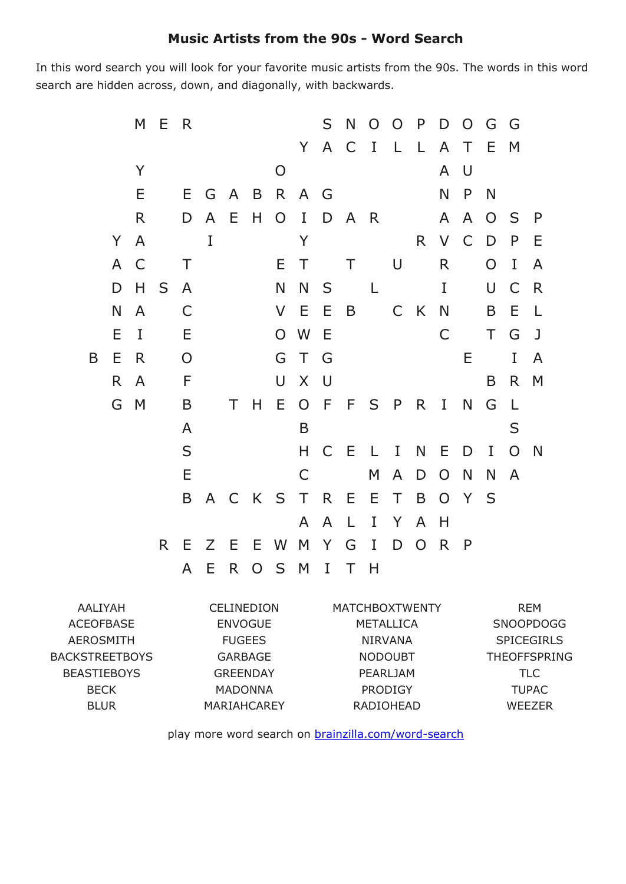**Music Artists from the 90s - Word Search**

In this word search you will look for your favorite music artists from the 90s. The words in this word search are hidden across, down, and diagonally, with backwards.

```
    M E R             S N O O P D O G G
                    Y A C I L L A T E M
    Y           O               A U
    E   E G A B R A G           N P N
    R   D A E H O I D A R       A A O S P
  Y A     I       Y         R V C D P E
  A C   T       E T   T   U   R   O I A
  D H S A       N N S   L     I   U C R
  N A   C       V E E B   C K N   B E L
  E I   E       O W E         C   T G J
B E R   O       G T G           E   I A
  R A   F       U X U             B R M
  G M   B   T H E O F F S P R I N G L
        A         B                 S
        S         H C E L I N E D I O N
        E         C     M A D O N N A
        B A C K S T R E E T B O Y S
                  A A L I Y A H
      R E Z E E W M Y G I D O R P
        A E R O S M I T H
```

| | | | |
|---|---|---|---|
| AALIYAH | CELINEDION | MATCHBOXTWENTY | REM |
| ACEOFBASE | ENVOGUE | METALLICA | SNOOPDOGG |
| AEROSMITH | FUGEES | NIRVANA | SPICEGIRLS |
| BACKSTREETBOYS | GARBAGE | NODOUBT | THEOFFSPRING |
| BEASTIEBOYS | GREENDAY | PEARLJAM | TLC |
| BECK | MADONNA | PRODIGY | TUPAC |
| BLUR | MARIAHCAREY | RADIOHEAD | WEEZER |

play more word search on brainzilla.com/word-search